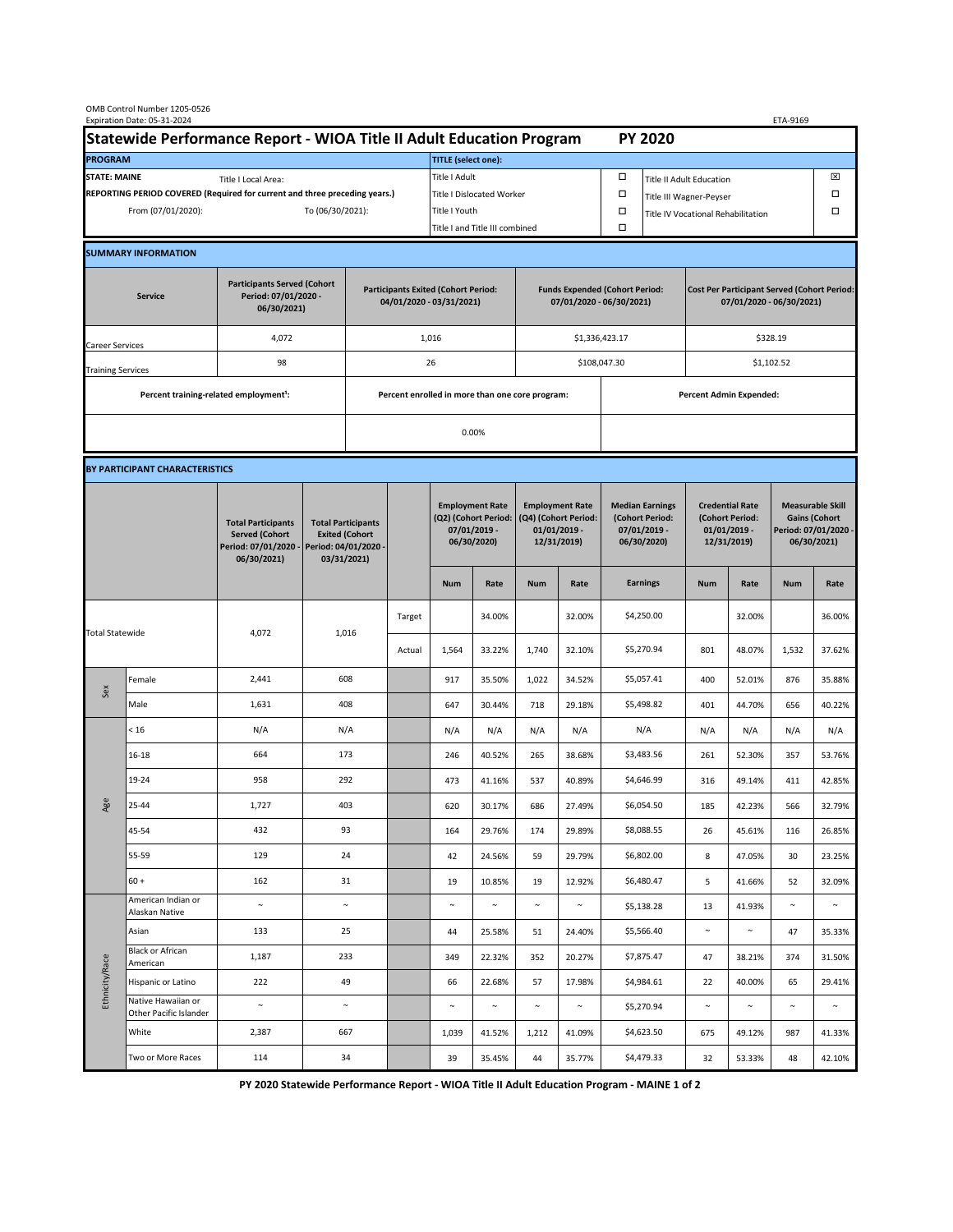OMB Control Number 1205-0526
Expiration Date: 05-31-2024

ETA-9169

# Statewide Performance Report - WIOA Title II Adult Education Program PY 2020

| PROGRAM | | TITLE (select one): | | | |
|---|---|---|---|---|---|
| STATE: MAINE | Title I Local Area: | Title I Adult | ☐ | Title II Adult Education | ☒ |
| REPORTING PERIOD COVERED (Required for current and three preceding years.) | | Title I Dislocated Worker | ☐ | Title III Wagner-Peyser | ☐ |
| From (07/01/2020): | To (06/30/2021): | Title I Youth | ☐ | Title IV Vocational Rehabilitation | ☐ |
| | | Title I and Title III combined | ☐ | | |

## SUMMARY INFORMATION

| Service | Participants Served (Cohort Period: 07/01/2020 - 06/30/2021) | Participants Exited (Cohort Period: 04/01/2020 - 03/31/2021) | Funds Expended (Cohort Period: 07/01/2020 - 06/30/2021) | Cost Per Participant Served (Cohort Period: 07/01/2020 - 06/30/2021) |
|---|---|---|---|---|
| Career Services | 4,072 | 1,016 | $1,336,423.17 | $328.19 |
| Training Services | 98 | 26 | $108,047.30 | $1,102.52 |
| Percent training-related employment¹: | | Percent enrolled in more than one core program: | Percent Admin Expended: | |
| | | 0.00% | | |

## BY PARTICIPANT CHARACTERISTICS

| | | Total Participants Served (Cohort Period: 07/01/2020 - 06/30/2021) | Total Participants Exited (Cohort Period: 04/01/2020 - 03/31/2021) | | Employment Rate (Q2) (Cohort Period: 07/01/2019 - 06/30/2020) | | Employment Rate (Q4) (Cohort Period: 01/01/2019 - 12/31/2019) | | Median Earnings (Cohort Period: 07/01/2019 - 06/30/2020) | Credential Rate (Cohort Period: 01/01/2019 - 12/31/2019) | | Measurable Skill Gains (Cohort Period: 07/01/2020 - 06/30/2021) | |
|---|---|---|---|---|---|---|---|---|---|---|---|---|---|
| | | | | | Num | Rate | Num | Rate | Earnings | Num | Rate | Num | Rate |
| Total Statewide | | 4,072 | 1,016 | Target | | 34.00% | | 32.00% | $4,250.00 | | 32.00% | | 36.00% |
| | | | | Actual | 1,564 | 33.22% | 1,740 | 32.10% | $5,270.94 | 801 | 48.07% | 1,532 | 37.62% |
| Sex | Female | 2,441 | 608 | | 917 | 35.50% | 1,022 | 34.52% | $5,057.41 | 400 | 52.01% | 876 | 35.88% |
| | Male | 1,631 | 408 | | 647 | 30.44% | 718 | 29.18% | $5,498.82 | 401 | 44.70% | 656 | 40.22% |
| Age | < 16 | N/A | N/A | | N/A | N/A | N/A | N/A | N/A | N/A | N/A | N/A | N/A |
| | 16-18 | 664 | 173 | | 246 | 40.52% | 265 | 38.68% | $3,483.56 | 261 | 52.30% | 357 | 53.76% |
| | 19-24 | 958 | 292 | | 473 | 41.16% | 537 | 40.89% | $4,646.99 | 316 | 49.14% | 411 | 42.85% |
| | 25-44 | 1,727 | 403 | | 620 | 30.17% | 686 | 27.49% | $6,054.50 | 185 | 42.23% | 566 | 32.79% |
| | 45-54 | 432 | 93 | | 164 | 29.76% | 174 | 29.89% | $8,088.55 | 26 | 45.61% | 116 | 26.85% |
| | 55-59 | 129 | 24 | | 42 | 24.56% | 59 | 29.79% | $6,802.00 | 8 | 47.05% | 30 | 23.25% |
| | 60 + | 162 | 31 | | 19 | 10.85% | 19 | 12.92% | $6,480.47 | 5 | 41.66% | 52 | 32.09% |
| Ethnicity/Race | American Indian or Alaskan Native | ~ | ~ | | ~ | ~ | ~ | ~ | $5,138.28 | 13 | 41.93% | ~ | ~ |
| | Asian | 133 | 25 | | 44 | 25.58% | 51 | 24.40% | $5,566.40 | ~ | ~ | 47 | 35.33% |
| | Black or African American | 1,187 | 233 | | 349 | 22.32% | 352 | 20.27% | $7,875.47 | 47 | 38.21% | 374 | 31.50% |
| | Hispanic or Latino | 222 | 49 | | 66 | 22.68% | 57 | 17.98% | $4,984.61 | 22 | 40.00% | 65 | 29.41% |
| | Native Hawaiian or Other Pacific Islander | ~ | ~ | | ~ | ~ | ~ | ~ | $5,270.94 | ~ | ~ | ~ | ~ |
| | White | 2,387 | 667 | | 1,039 | 41.52% | 1,212 | 41.09% | $4,623.50 | 675 | 49.12% | 987 | 41.33% |
| | Two or More Races | 114 | 34 | | 39 | 35.45% | 44 | 35.77% | $4,479.33 | 32 | 53.33% | 48 | 42.10% |

PY 2020 Statewide Performance Report - WIOA Title II Adult Education Program - MAINE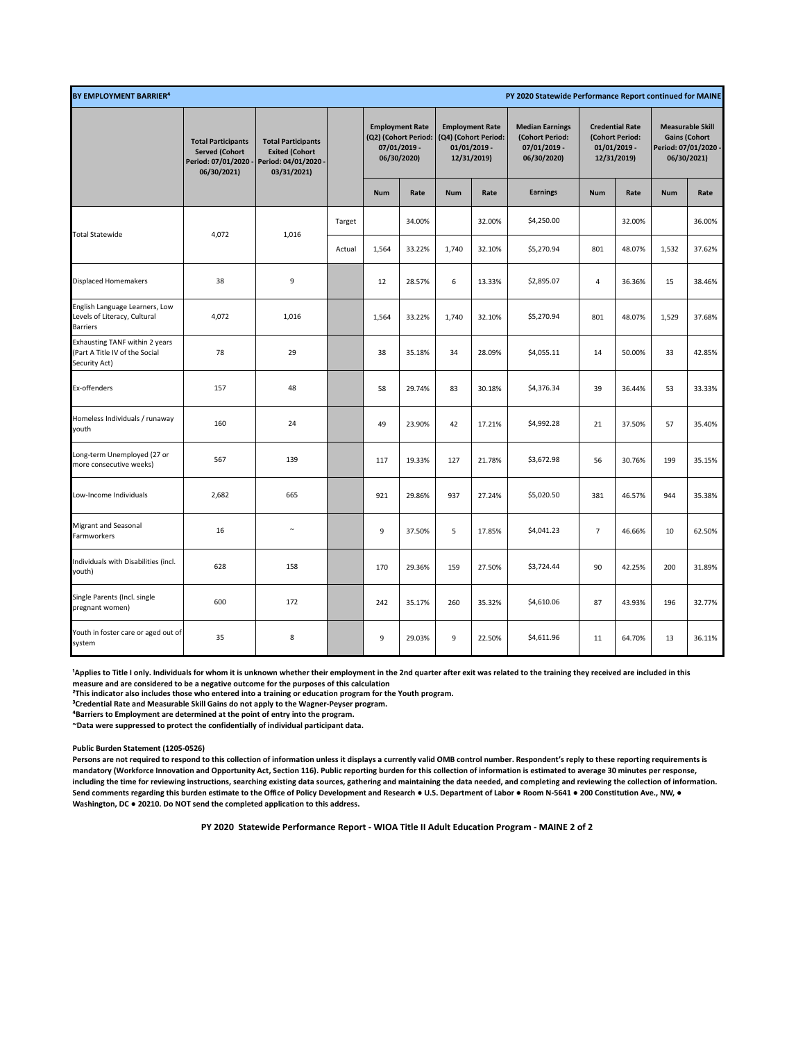| BY EMPLOYMENT BARRIER[4] | | | | | | | | | | | | |
|---|---|---|---|---|---|---|---|---|---|---|---|---|
| | **Total Participants Served (Cohort Period: 07/01/2020 - 06/30/2021)** | **Total Participants Exited (Cohort Period: 04/01/2020 - 03/31/2021)** | | **Employment Rate (Q2) (Cohort Period: 07/01/2019 - 06/30/2020)** | | **Employment Rate (Q4) (Cohort Period: 01/01/2019 - 12/31/2019)** | | **Median Earnings (Cohort Period: 07/01/2019 - 06/30/2020)** | **Credential Rate (Cohort Period: 01/01/2019 - 12/31/2019)** | | **Measurable Skill Gains (Cohort Period: 07/01/2020 - 06/30/2021)** | |
| | | | | **Num** | **Rate** | **Num** | **Rate** | **Earnings** | **Num** | **Rate** | **Num** | **Rate** |
| Total Statewide | 4,072 | 1,016 | Target | | 34.00% | | 32.00% | $4,250.00 | | 32.00% | | 36.00% |
| | | | Actual | 1,564 | 33.22% | 1,740 | 32.10% | $5,270.94 | 801 | 48.07% | 1,532 | 37.62% |
| Displaced Homemakers | 38 | 9 | | 12 | 28.57% | 6 | 13.33% | $2,895.07 | 4 | 36.36% | 15 | 38.46% |
| English Language Learners, Low Levels of Literacy, Cultural Barriers | 4,072 | 1,016 | | 1,564 | 33.22% | 1,740 | 32.10% | $5,270.94 | 801 | 48.07% | 1,529 | 37.68% |
| Exhausting TANF within 2 years (Part A Title IV of the Social Security Act) | 78 | 29 | | 38 | 35.18% | 34 | 28.09% | $4,055.11 | 14 | 50.00% | 33 | 42.85% |
| Ex-offenders | 157 | 48 | | 58 | 29.74% | 83 | 30.18% | $4,376.34 | 39 | 36.44% | 53 | 33.33% |
| Homeless Individuals / runaway youth | 160 | 24 | | 49 | 23.90% | 42 | 17.21% | $4,992.28 | 21 | 37.50% | 57 | 35.40% |
| Long-term Unemployed (27 or more consecutive weeks) | 567 | 139 | | 117 | 19.33% | 127 | 21.78% | $3,672.98 | 56 | 30.76% | 199 | 35.15% |
| Low-Income Individuals | 2,682 | 665 | | 921 | 29.86% | 937 | 27.24% | $5,020.50 | 381 | 46.57% | 944 | 35.38% |
| Migrant and Seasonal Farmworkers | 16 | ~ | | 9 | 37.50% | 5 | 17.85% | $4,041.23 | 7 | 46.66% | 10 | 62.50% |
| Individuals with Disabilities (incl. youth) | 628 | 158 | | 170 | 29.36% | 159 | 27.50% | $3,724.44 | 90 | 42.25% | 200 | 31.89% |
| Single Parents (Incl. single pregnant women) | 600 | 172 | | 242 | 35.17% | 260 | 35.32% | $4,610.06 | 87 | 43.93% | 196 | 32.77% |
| Youth in foster care or aged out of system | 35 | 8 | | 9 | 29.03% | 9 | 22.50% | $4,611.96 | 11 | 64.70% | 13 | 36.11% |

**[1]Applies to Title I only. Individuals for whom it is unknown whether their employment in the 2nd quarter after exit was related to the training they received are included in this measure and are considered to be a negative outcome for the purposes of this calculation**

**[2]This indicator also includes those who entered into a training or education program for the Youth program.**

**[3]Credential Rate and Measurable Skill Gains do not apply to the Wagner-Peyser program.**

**[4]Barriers to Employment are determined at the point of entry into the program.**

**~Data were suppressed to protect the confidentially of individual participant data.**

**Public Burden Statement (1205-0526)**

**Persons are not required to respond to this collection of information unless it displays a currently valid OMB control number. Respondent's reply to these reporting requirements is mandatory (Workforce Innovation and Opportunity Act, Section 116). Public reporting burden for this collection of information is estimated to average 30 minutes per response, including the time for reviewing instructions, searching existing data sources, gathering and maintaining the data needed, and completing and reviewing the collection of information. Send comments regarding this burden estimate to the Office of Policy Development and Research ● U.S. Department of Labor ● Room N-5641 ● 200 Constitution Ave., NW, ● Washington, DC ● 20210. Do NOT send the completed application to this address.**